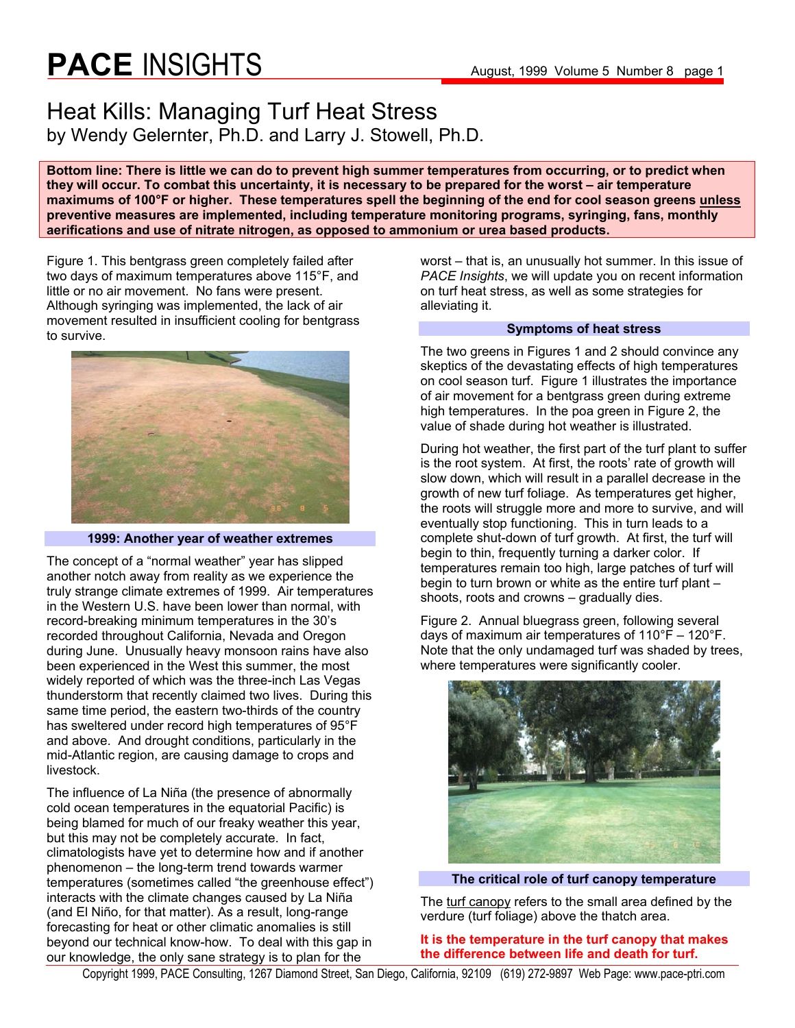# PACE INSIGHTS

## Heat Kills: Managing Turf Heat Stress

by Wendy Gelernter, Ph.D. and Larry J. Stowell, Ph.D.

**Bottom line: There is little we can do to prevent high summer temperatures from occurring, or to predict when they will occur. To combat this uncertainty, it is necessary to be prepared for the worst – air temperature maximums of 100°F or higher. These temperatures spell the beginning of the end for cool season greens unless preventive measures are implemented, including temperature monitoring programs, syringing, fans, monthly aerifications and use of nitrate nitrogen, as opposed to ammonium or urea based products.**

Figure 1. This bentgrass green completely failed after two days of maximum temperatures above 115°F, and little or no air movement. No fans were present. Although syringing was implemented, the lack of air movement resulted in insufficient cooling for bentgrass to survive.

### 1999: Another year of weather extremes

The concept of a "normal weather" year has slipped another notch away from reality as we experience the truly strange climate extremes of 1999. Air temperatures in the Western U.S. have been lower than normal, with record-breaking minimum temperatures in the 30's recorded throughout California, Nevada and Oregon during June. Unusually heavy monsoon rains have also been experienced in the West this summer, the most widely reported of which was the three-inch Las Vegas thunderstorm that recently claimed two lives. During this same time period, the eastern two-thirds of the country has sweltered under record high temperatures of 95°F and above. And drought conditions, particularly in the mid-Atlantic region, are causing damage to crops and livestock.

The influence of La Niña (the presence of abnormally cold ocean temperatures in the equatorial Pacific) is being blamed for much of our freaky weather this year, but this may not be completely accurate. In fact, climatologists have yet to determine how and if another phenomenon – the long-term trend towards warmer temperatures (sometimes called "the greenhouse effect") interacts with the climate changes caused by La Niña (and El Niño, for that matter). As a result, long-range forecasting for heat or other climatic anomalies is still beyond our technical know-how. To deal with this gap in our knowledge, the only sane strategy is to plan for the worst – that is, an unusually hot summer. In this issue of *PACE Insights*, we will update you on recent information on turf heat stress, as well as some strategies for alleviating it.

### Symptoms of heat stress

The two greens in Figures 1 and 2 should convince any skeptics of the devastating effects of high temperatures on cool season turf. Figure 1 illustrates the importance of air movement for a bentgrass green during extreme high temperatures. In the poa green in Figure 2, the value of shade during hot weather is illustrated.

During hot weather, the first part of the turf plant to suffer is the root system. At first, the roots' rate of growth will slow down, which will result in a parallel decrease in the growth of new turf foliage. As temperatures get higher, the roots will struggle more and more to survive, and will eventually stop functioning. This in turn leads to a complete shut-down of turf growth. At first, the turf will begin to thin, frequently turning a darker color. If temperatures remain too high, large patches of turf will begin to turn brown or white as the entire turf plant – shoots, roots and crowns – gradually dies.

Figure 2. Annual bluegrass green, following several days of maximum air temperatures of 110°F – 120°F. Note that the only undamaged turf was shaded by trees, where temperatures were significantly cooler.

### The critical role of turf canopy temperature

The turf canopy refers to the small area defined by the verdure (turf foliage) above the thatch area.

**It is the temperature in the turf canopy that makes the difference between life and death for turf.**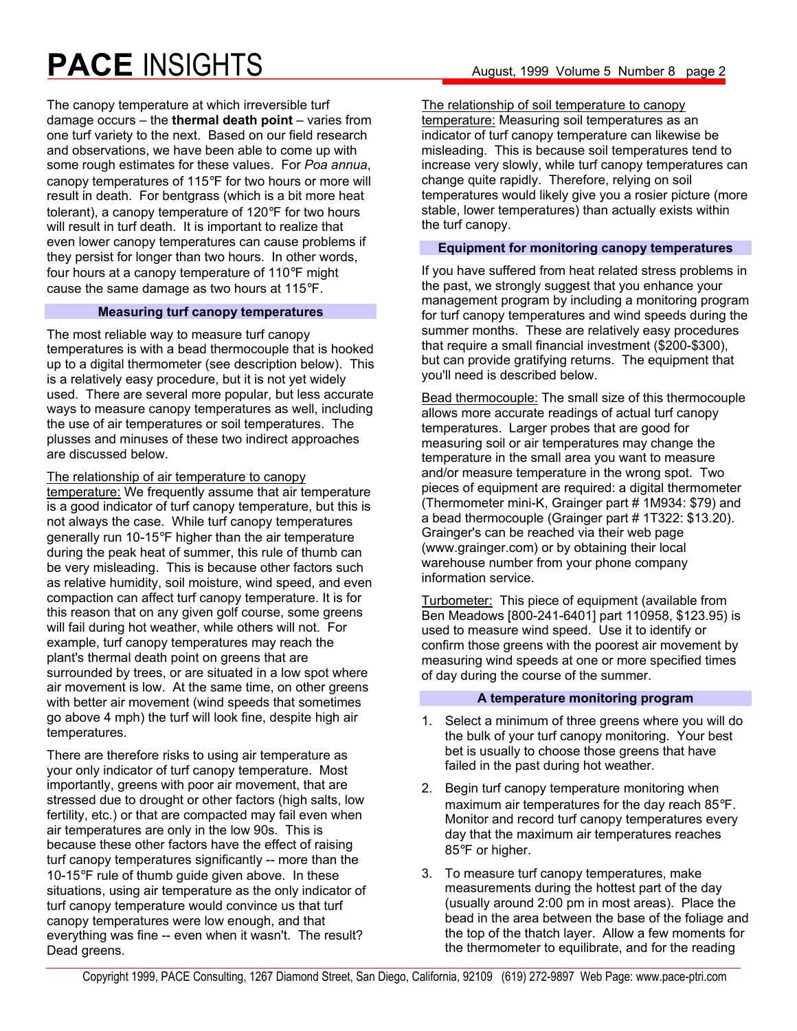The canopy temperature at which irreversible turf damage occurs – the **thermal death point** – varies from one turf variety to the next. Based on our field research and observations, we have been able to come up with some rough estimates for these values. For *Poa annua*, canopy temperatures of 115℉ for two hours or more will result in death. For bentgrass (which is a bit more heat tolerant), a canopy temperature of 120℉ for two hours will result in turf death. It is important to realize that even lower canopy temperatures can cause problems if they persist for longer than two hours. In other words, four hours at a canopy temperature of 110℉ might cause the same damage as two hours at 115℉.

### Measuring turf canopy temperatures

The most reliable way to measure turf canopy temperatures is with a bead thermocouple that is hooked up to a digital thermometer (see description below). This is a relatively easy procedure, but it is not yet widely used. There are several more popular, but less accurate ways to measure canopy temperatures as well, including the use of air temperatures or soil temperatures. The plusses and minuses of these two indirect approaches are discussed below.

The relationship of air temperature to canopy temperature: We frequently assume that air temperature is a good indicator of turf canopy temperature, but this is not always the case. While turf canopy temperatures generally run 10-15℉ higher than the air temperature during the peak heat of summer, this rule of thumb can be very misleading. This is because other factors such as relative humidity, soil moisture, wind speed, and even compaction can affect turf canopy temperature. It is for this reason that on any given golf course, some greens will fail during hot weather, while others will not. For example, turf canopy temperatures may reach the plant's thermal death point on greens that are surrounded by trees, or are situated in a low spot where air movement is low. At the same time, on other greens with better air movement (wind speeds that sometimes go above 4 mph) the turf will look fine, despite high air temperatures.

There are therefore risks to using air temperature as your only indicator of turf canopy temperature. Most importantly, greens with poor air movement, that are stressed due to drought or other factors (high salts, low fertility, etc.) or that are compacted may fail even when air temperatures are only in the low 90s. This is because these other factors have the effect of raising turf canopy temperatures significantly -- more than the 10-15℉ rule of thumb guide given above. In these situations, using air temperature as the only indicator of turf canopy temperature would convince us that turf canopy temperatures were low enough, and that everything was fine -- even when it wasn't. The result? Dead greens.

The relationship of soil temperature to canopy temperature: Measuring soil temperatures as an indicator of turf canopy temperature can likewise be misleading. This is because soil temperatures tend to increase very slowly, while turf canopy temperatures can change quite rapidly. Therefore, relying on soil temperatures would likely give you a rosier picture (more stable, lower temperatures) than actually exists within the turf canopy.

### Equipment for monitoring canopy temperatures

If you have suffered from heat related stress problems in the past, we strongly suggest that you enhance your management program by including a monitoring program for turf canopy temperatures and wind speeds during the summer months. These are relatively easy procedures that require a small financial investment ($200-$300), but can provide gratifying returns. The equipment that you'll need is described below.

Bead thermocouple: The small size of this thermocouple allows more accurate readings of actual turf canopy temperatures. Larger probes that are good for measuring soil or air temperatures may change the temperature in the small area you want to measure and/or measure temperature in the wrong spot. Two pieces of equipment are required: a digital thermometer (Thermometer mini-K, Grainger part # 1M934: $79) and a bead thermocouple (Grainger part # 1T322: $13.20). Grainger's can be reached via their web page (www.grainger.com) or by obtaining their local warehouse number from your phone company information service.

Turbometer: This piece of equipment (available from Ben Meadows [800-241-6401] part 110958, $123.95) is used to measure wind speed. Use it to identify or confirm those greens with the poorest air movement by measuring wind speeds at one or more specified times of day during the course of the summer.

### A temperature monitoring program

1. Select a minimum of three greens where you will do the bulk of your turf canopy monitoring. Your best bet is usually to choose those greens that have failed in the past during hot weather.
2. Begin turf canopy temperature monitoring when maximum air temperatures for the day reach 85℉. Monitor and record turf canopy temperatures every day that the maximum air temperatures reaches 85℉ or higher.
3. To measure turf canopy temperatures, make measurements during the hottest part of the day (usually around 2:00 pm in most areas). Place the bead in the area between the base of the foliage and the top of the thatch layer. Allow a few moments for the thermometer to equilibrate, and for the reading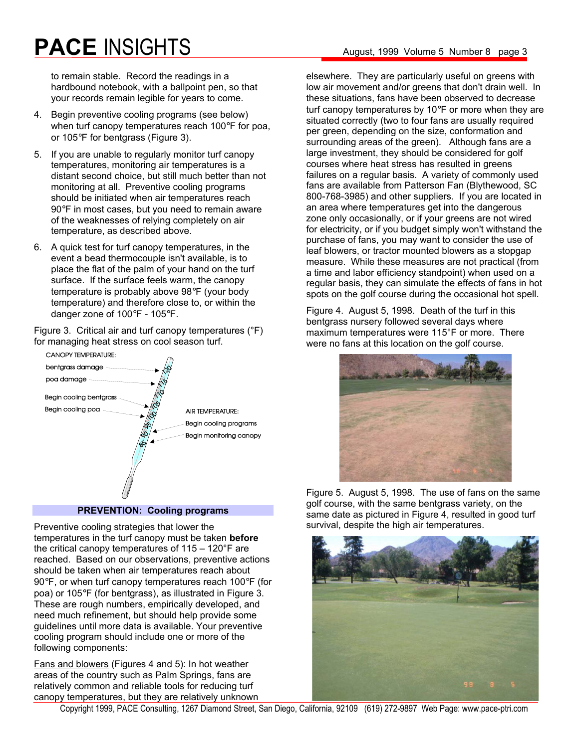to remain stable. Record the readings in a hardbound notebook, with a ballpoint pen, so that your records remain legible for years to come.

4. Begin preventive cooling programs (see below) when turf canopy temperatures reach 100°F for poa, or 105°F for bentgrass (Figure 3).
5. If you are unable to regularly monitor turf canopy temperatures, monitoring air temperatures is a distant second choice, but still much better than not monitoring at all. Preventive cooling programs should be initiated when air temperatures reach 90°F in most cases, but you need to remain aware of the weaknesses of relying completely on air temperature, as described above.
6. A quick test for turf canopy temperatures, in the event a bead thermocouple isn't available, is to place the flat of the palm of your hand on the turf surface. If the surface feels warm, the canopy temperature is probably above 98°F (your body temperature) and therefore close to, or within the danger zone of 100°F - 105°F.

Figure 3. Critical air and turf canopy temperatures (°F) for managing heat stress on cool season turf.

CANOPY TEMPERATURE: bentgrass damage; poa damage; Begin cooling bentgrass; Begin cooling poa

AIR TEMPERATURE: Begin cooling programs; Begin monitoring canopy

## PREVENTION: Cooling programs

Preventive cooling strategies that lower the temperatures in the turf canopy must be taken **before** the critical canopy temperatures of 115 – 120°F are reached. Based on our observations, preventive actions should be taken when air temperatures reach about 90°F, or when turf canopy temperatures reach 100°F (for poa) or 105°F (for bentgrass), as illustrated in Figure 3. These are rough numbers, empirically developed, and need much refinement, but should help provide some guidelines until more data is available. Your preventive cooling program should include one or more of the following components:

Fans and blowers (Figures 4 and 5): In hot weather areas of the country such as Palm Springs, fans are relatively common and reliable tools for reducing turf canopy temperatures, but they are relatively unknown elsewhere. They are particularly useful on greens with low air movement and/or greens that don't drain well. In these situations, fans have been observed to decrease turf canopy temperatures by 10°F or more when they are situated correctly (two to four fans are usually required per green, depending on the size, conformation and surrounding areas of the green). Although fans are a large investment, they should be considered for golf courses where heat stress has resulted in greens failures on a regular basis. A variety of commonly used fans are available from Patterson Fan (Blythewood, SC 800-768-3985) and other suppliers. If you are located in an area where temperatures get into the dangerous zone only occasionally, or if your greens are not wired for electricity, or if you budget simply won't withstand the purchase of fans, you may want to consider the use of leaf blowers, or tractor mounted blowers as a stopgap measure. While these measures are not practical (from a time and labor efficiency standpoint) when used on a regular basis, they can simulate the effects of fans in hot spots on the golf course during the occasional hot spell.

Figure 4. August 5, 1998. Death of the turf in this bentgrass nursery followed several days where maximum temperatures were 115°F or more. There were no fans at this location on the golf course.

Figure 5. August 5, 1998. The use of fans on the same golf course, with the same bentgrass variety, on the same date as pictured in Figure 4, resulted in good turf survival, despite the high air temperatures.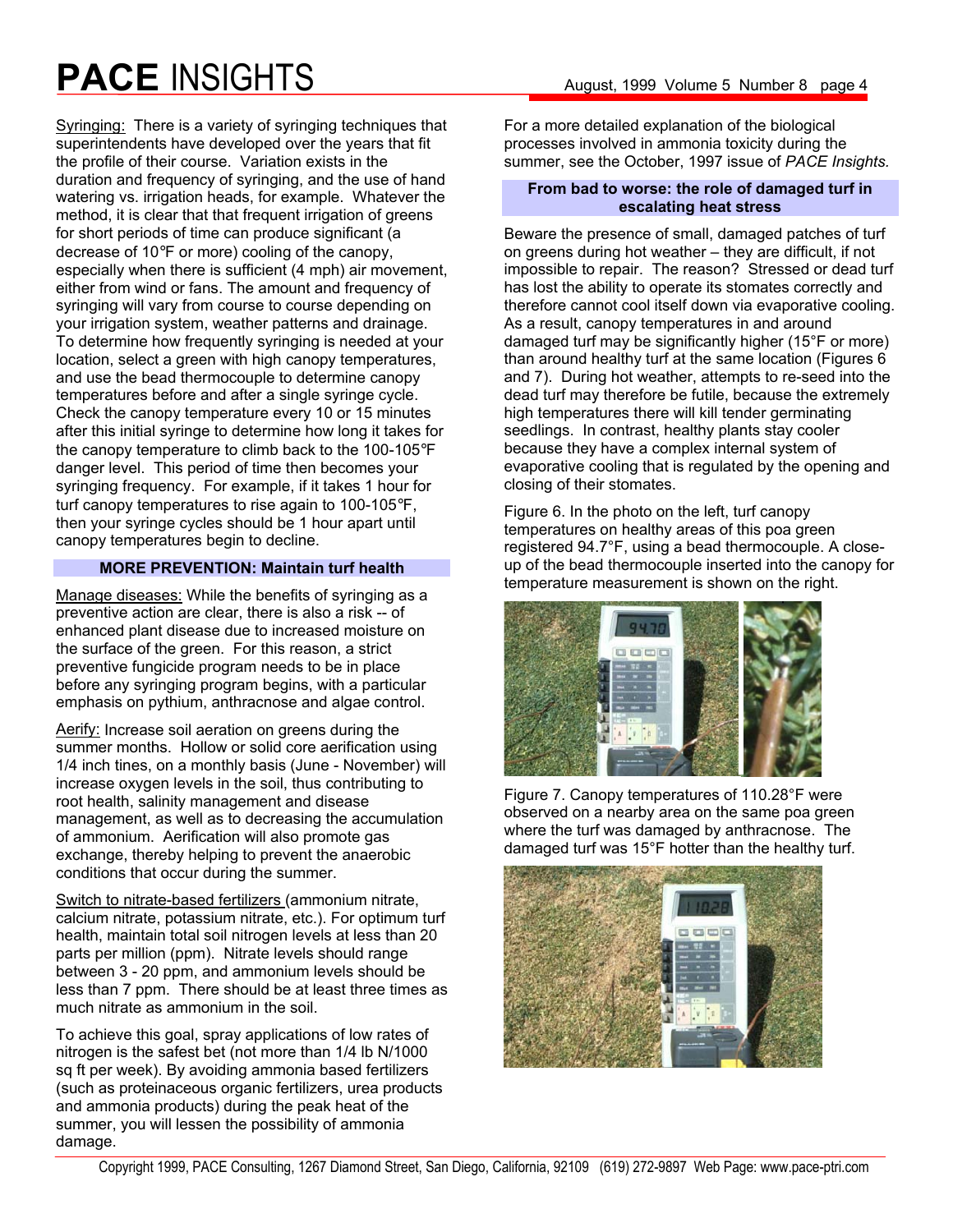Syringing: There is a variety of syringing techniques that superintendents have developed over the years that fit the profile of their course. Variation exists in the duration and frequency of syringing, and the use of hand watering vs. irrigation heads, for example. Whatever the method, it is clear that that frequent irrigation of greens for short periods of time can produce significant (a decrease of 10°F or more) cooling of the canopy, especially when there is sufficient (4 mph) air movement, either from wind or fans. The amount and frequency of syringing will vary from course to course depending on your irrigation system, weather patterns and drainage. To determine how frequently syringing is needed at your location, select a green with high canopy temperatures, and use the bead thermocouple to determine canopy temperatures before and after a single syringe cycle. Check the canopy temperature every 10 or 15 minutes after this initial syringe to determine how long it takes for the canopy temperature to climb back to the 100-105°F danger level. This period of time then becomes your syringing frequency. For example, if it takes 1 hour for turf canopy temperatures to rise again to 100-105°F, then your syringe cycles should be 1 hour apart until canopy temperatures begin to decline.

## MORE PREVENTION: Maintain turf health

Manage diseases: While the benefits of syringing as a preventive action are clear, there is also a risk -- of enhanced plant disease due to increased moisture on the surface of the green. For this reason, a strict preventive fungicide program needs to be in place before any syringing program begins, with a particular emphasis on pythium, anthracnose and algae control.

Aerify: Increase soil aeration on greens during the summer months. Hollow or solid core aerification using 1/4 inch tines, on a monthly basis (June - November) will increase oxygen levels in the soil, thus contributing to root health, salinity management and disease management, as well as to decreasing the accumulation of ammonium. Aerification will also promote gas exchange, thereby helping to prevent the anaerobic conditions that occur during the summer.

Switch to nitrate-based fertilizers (ammonium nitrate, calcium nitrate, potassium nitrate, etc.). For optimum turf health, maintain total soil nitrogen levels at less than 20 parts per million (ppm). Nitrate levels should range between 3 - 20 ppm, and ammonium levels should be less than 7 ppm. There should be at least three times as much nitrate as ammonium in the soil.

To achieve this goal, spray applications of low rates of nitrogen is the safest bet (not more than 1/4 lb N/1000 sq ft per week). By avoiding ammonia based fertilizers (such as proteinaceous organic fertilizers, urea products and ammonia products) during the peak heat of the summer, you will lessen the possibility of ammonia damage.

For a more detailed explanation of the biological processes involved in ammonia toxicity during the summer, see the October, 1997 issue of *PACE Insights.*

## From bad to worse: the role of damaged turf in escalating heat stress

Beware the presence of small, damaged patches of turf on greens during hot weather – they are difficult, if not impossible to repair. The reason? Stressed or dead turf has lost the ability to operate its stomates correctly and therefore cannot cool itself down via evaporative cooling. As a result, canopy temperatures in and around damaged turf may be significantly higher (15°F or more) than around healthy turf at the same location (Figures 6 and 7). During hot weather, attempts to re-seed into the dead turf may therefore be futile, because the extremely high temperatures there will kill tender germinating seedlings. In contrast, healthy plants stay cooler because they have a complex internal system of evaporative cooling that is regulated by the opening and closing of their stomates.

Figure 6. In the photo on the left, turf canopy temperatures on healthy areas of this poa green registered 94.7°F, using a bead thermocouple. A close-up of the bead thermocouple inserted into the canopy for temperature measurement is shown on the right.

Figure 7. Canopy temperatures of 110.28°F were observed on a nearby area on the same poa green where the turf was damaged by anthracnose. The damaged turf was 15°F hotter than the healthy turf.

Copyright 1999, PACE Consulting, 1267 Diamond Street, San Diego, California, 92109 (619) 272-9897 Web Page: www.pace-ptri.com